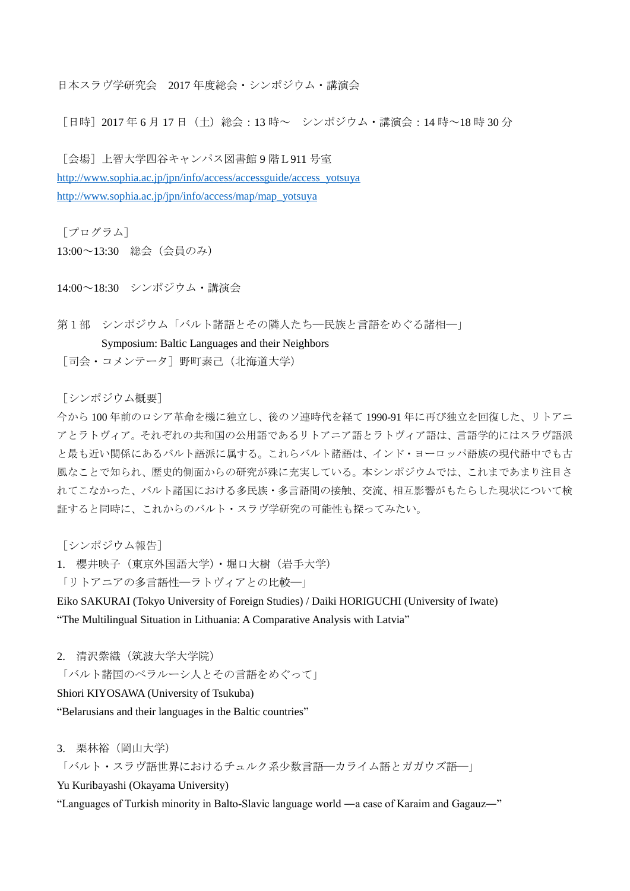日本スラヴ学研究会　2017 年度総会・シンポジウム・講演会

［日時］2017 年 6 月 17 日（土）総会：13 時～　シンポジウム・講演会：14 時～18 時 30 分

［会場］上智大学四谷キャンパス図書館 9 階 L 911 号室
http://www.sophia.ac.jp/jpn/info/access/accessguide/access_yotsuya
http://www.sophia.ac.jp/jpn/info/access/map/map_yotsuya

［プログラム］
13:00～13:30　総会（会員のみ）

14:00～18:30　シンポジウム・講演会

第 1 部　シンポジウム「バルト諸語とその隣人たち―民族と言語をめぐる諸相―」
Symposium: Baltic Languages and their Neighbors
［司会・コメンテータ］野町素己（北海道大学）

［シンポジウム概要］
今から 100 年前のロシア革命を機に独立し、後のソ連時代を経て 1990-91 年に再び独立を回復した、リトアニアとラトヴィア。それぞれの共和国の公用語であるリトアニア語とラトヴィア語は、言語学的にはスラヴ語派と最も近い関係にあるバルト語派に属する。これらバルト諸語は、インド・ヨーロッパ語族の現代語中でも古風なことで知られ、歴史的側面からの研究が殊に充実している。本シンポジウムでは、これまであまり注目されてこなかった、バルト諸国における多民族・多言語間の接触、交流、相互影響がもたらした現状について検証すると同時に、これからのバルト・スラヴ学研究の可能性も探ってみたい。

［シンポジウム報告］
1.　櫻井映子（東京外国語大学）・堀口大樹（岩手大学）
「リトアニアの多言語性―ラトヴィアとの比較―」
Eiko SAKURAI (Tokyo University of Foreign Studies) / Daiki HORIGUCHI (University of Iwate)
“The Multilingual Situation in Lithuania: A Comparative Analysis with Latvia”

2.　清沢紫織（筑波大学大学院）
「バルト諸国のベラルーシ人とその言語をめぐって」
Shiori KIYOSAWA (University of Tsukuba)
“Belarusians and their languages in the Baltic countries”

3.　栗林裕（岡山大学）
「バルト・スラヴ語世界におけるチュルク系少数言語―カライム語とガガウズ語―」
Yu Kuribayashi (Okayama University)
“Languages of Turkish minority in Balto-Slavic language world ―a case of Karaim and Gagauz―”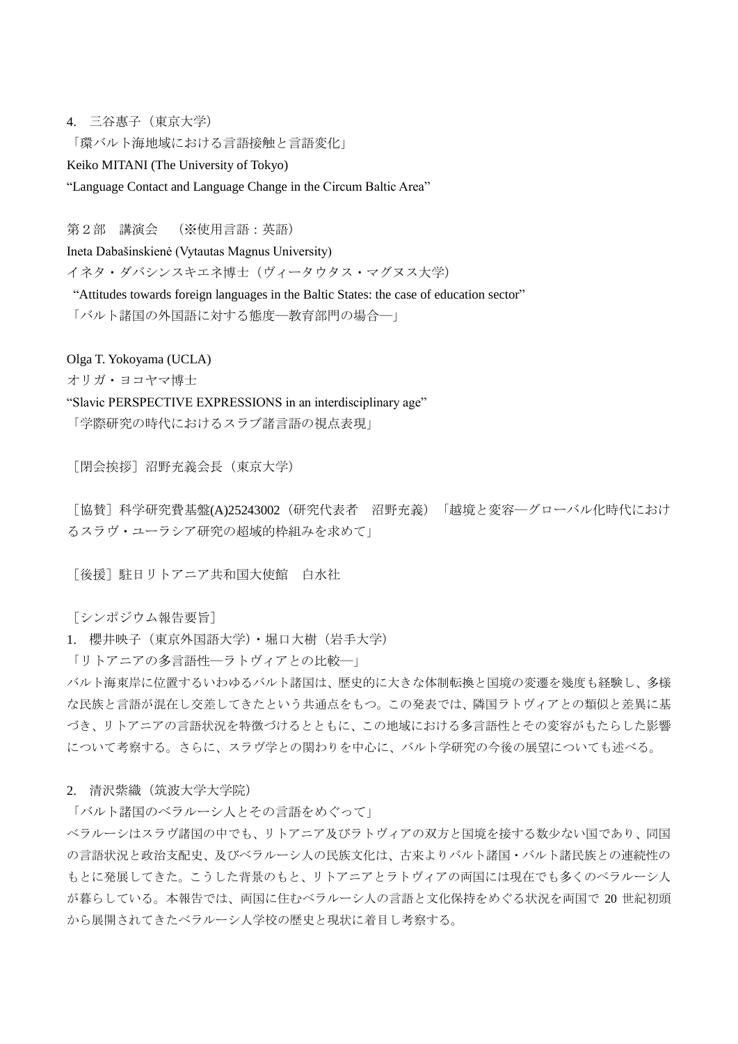4. 三谷惠子（東京大学）

「環バルト海地域における言語接触と言語変化」

Keiko MITANI (The University of Tokyo)

“Language Contact and Language Change in the Circum Baltic Area”

第２部　講演会　（※使用言語：英語）

Ineta Dabašinskienė (Vytautas Magnus University)

イネタ・ダバシンスキエネ博士（ヴィータウタス・マグヌス大学）

“Attitudes towards foreign languages in the Baltic States: the case of education sector”

「バルト諸国の外国語に対する態度—教育部門の場合—」

Olga T. Yokoyama (UCLA)

オリガ・ヨコヤマ博士

“Slavic PERSPECTIVE EXPRESSIONS in an interdisciplinary age”

「学際研究の時代におけるスラブ諸言語の視点表現」

［閉会挨拶］沼野充義会長（東京大学）

［協賛］科学研究費基盤(A)25243002（研究代表者　沼野充義）「越境と変容—グローバル化時代におけるスラヴ・ユーラシア研究の超域的枠組みを求めて」

［後援］駐日リトアニア共和国大使館　白水社

［シンポジウム報告要旨］

1. 櫻井映子（東京外国語大学）・堀口大樹（岩手大学）

「リトアニアの多言語性—ラトヴィアとの比較—」

バルト海東岸に位置するいわゆるバルト諸国は、歴史的に大きな体制転換と国境の変遷を幾度も経験し、多様な民族と言語が混在し交差してきたという共通点をもつ。この発表では、隣国ラトヴィアとの類似と差異に基づき、リトアニアの言語状況を特徴づけるとともに、この地域における多言語性とその変容がもたらした影響について考察する。さらに、スラヴ学との関わりを中心に、バルト学研究の今後の展望についても述べる。

2. 清沢紫織（筑波大学大学院）

「バルト諸国のベラルーシ人とその言語をめぐって」

ベラルーシはスラヴ諸国の中でも、リトアニア及びラトヴィアの双方と国境を接する数少ない国であり、同国の言語状況と政治支配史、及びベラルーシ人の民族文化は、古来よりバルト諸国・バルト諸民族との連続性のもとに発展してきた。こうした背景のもと、リトアニアとラトヴィアの両国には現在でも多くのベラルーシ人が暮らしている。本報告では、両国に住むベラルーシ人の言語と文化保持をめぐる状況を両国で 20 世紀初頭から展開されてきたベラルーシ人学校の歴史と現状に着目し考察する。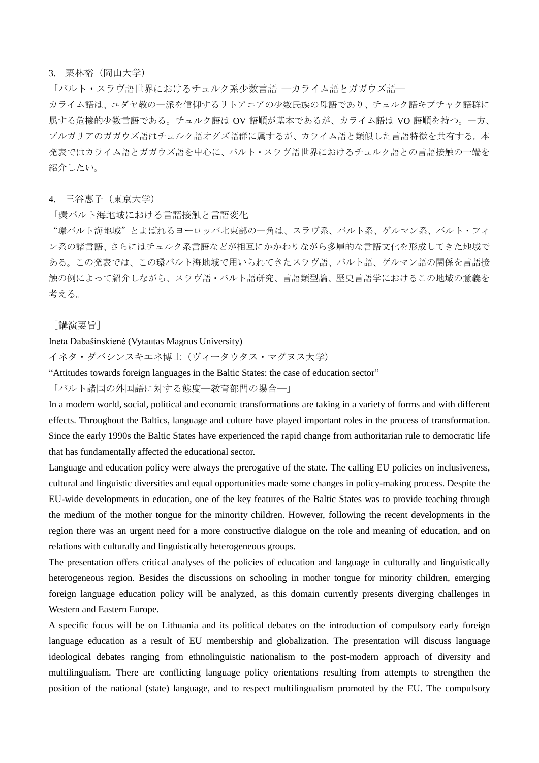3.　栗林裕（岡山大学）

「バルト・スラヴ語世界におけるチュルク系少数言語 ―カライム語とガガウズ語―」

カライム語は、ユダヤ教の一派を信仰するリトアニアの少数民族の母語であり、チュルク語キプチャク語群に属する危機的少数言語である。チュルク語は OV 語順が基本であるが、カライム語は VO 語順を持つ。一方、ブルガリアのガガウズ語はチュルク語オグズ語群に属するが、カライム語と類似した言語特徴を共有する。本発表ではカライム語とガガウズ語を中心に、バルト・スラヴ語世界におけるチュルク語との言語接触の一端を紹介したい。

4.　三谷惠子（東京大学）

「環バルト海地域における言語接触と言語変化」

"環バルト海地域"とよばれるヨーロッパ北東部の一角は、スラヴ系、バルト系、ゲルマン系、バルト・フィン系の諸言語、さらにはチュルク系言語などが相互にかかわりながら多層的な言語文化を形成してきた地域である。この発表では、この環バルト海地域で用いられてきたスラヴ語、バルト語、ゲルマン語の関係を言語接触の例によって紹介しながら、スラヴ語・バルト語研究、言語類型論、歴史言語学におけるこの地域の意義を考える。

［講演要旨］

Ineta Dabašinskienė (Vytautas Magnus University)

イネタ・ダバシンスキエネ博士（ヴィータウタス・マグヌス大学）

"Attitudes towards foreign languages in the Baltic States: the case of education sector"

「バルト諸国の外国語に対する態度―教育部門の場合―」

In a modern world, social, political and economic transformations are taking in a variety of forms and with different effects. Throughout the Baltics, language and culture have played important roles in the process of transformation. Since the early 1990s the Baltic States have experienced the rapid change from authoritarian rule to democratic life that has fundamentally affected the educational sector.

Language and education policy were always the prerogative of the state. The calling EU policies on inclusiveness, cultural and linguistic diversities and equal opportunities made some changes in policy-making process. Despite the EU-wide developments in education, one of the key features of the Baltic States was to provide teaching through the medium of the mother tongue for the minority children. However, following the recent developments in the region there was an urgent need for a more constructive dialogue on the role and meaning of education, and on relations with culturally and linguistically heterogeneous groups.

The presentation offers critical analyses of the policies of education and language in culturally and linguistically heterogeneous region. Besides the discussions on schooling in mother tongue for minority children, emerging foreign language education policy will be analyzed, as this domain currently presents diverging challenges in Western and Eastern Europe.

A specific focus will be on Lithuania and its political debates on the introduction of compulsory early foreign language education as a result of EU membership and globalization. The presentation will discuss language ideological debates ranging from ethnolinguistic nationalism to the post-modern approach of diversity and multilingualism. There are conflicting language policy orientations resulting from attempts to strengthen the position of the national (state) language, and to respect multilingualism promoted by the EU. The compulsory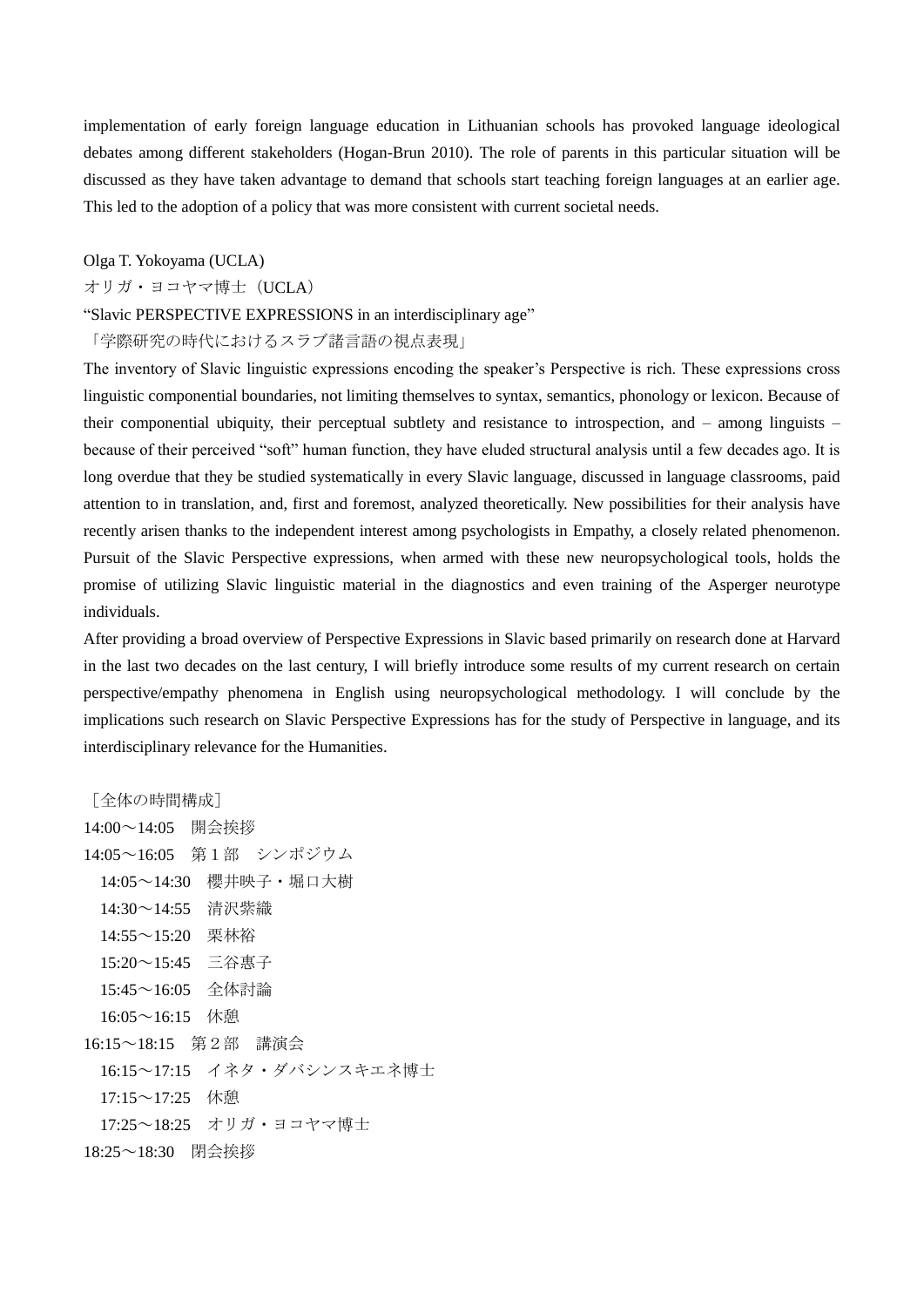implementation of early foreign language education in Lithuanian schools has provoked language ideological debates among different stakeholders (Hogan-Brun 2010). The role of parents in this particular situation will be discussed as they have taken advantage to demand that schools start teaching foreign languages at an earlier age. This led to the adoption of a policy that was more consistent with current societal needs.

Olga T. Yokoyama (UCLA)

オリガ・ヨコヤマ博士（UCLA）

“Slavic PERSPECTIVE EXPRESSIONS in an interdisciplinary age”

「学際研究の時代におけるスラブ諸言語の視点表現」

The inventory of Slavic linguistic expressions encoding the speaker’s Perspective is rich. These expressions cross linguistic componential boundaries, not limiting themselves to syntax, semantics, phonology or lexicon. Because of their componential ubiquity, their perceptual subtlety and resistance to introspection, and – among linguists – because of their perceived “soft” human function, they have eluded structural analysis until a few decades ago. It is long overdue that they be studied systematically in every Slavic language, discussed in language classrooms, paid attention to in translation, and, first and foremost, analyzed theoretically. New possibilities for their analysis have recently arisen thanks to the independent interest among psychologists in Empathy, a closely related phenomenon. Pursuit of the Slavic Perspective expressions, when armed with these new neuropsychological tools, holds the promise of utilizing Slavic linguistic material in the diagnostics and even training of the Asperger neurotype individuals.

After providing a broad overview of Perspective Expressions in Slavic based primarily on research done at Harvard in the last two decades on the last century, I will briefly introduce some results of my current research on certain perspective/empathy phenomena in English using neuropsychological methodology. I will conclude by the implications such research on Slavic Perspective Expressions has for the study of Perspective in language, and its interdisciplinary relevance for the Humanities.

［全体の時間構成］

14:00～14:05　開会挨拶

14:05～16:05　第１部　シンポジウム

　14:05～14:30　櫻井映子・堀口大樹

　14:30～14:55　清沢紫織

　14:55～15:20　栗林裕

　15:20～15:45　三谷惠子

　15:45～16:05　全体討論

　16:05～16:15　休憩

16:15～18:15　第２部　講演会

　16:15～17:15　イネタ・ダバシンスキエネ博士

　17:15～17:25　休憩

　17:25～18:25　オリガ・ヨコヤマ博士

18:25～18:30　閉会挨拶